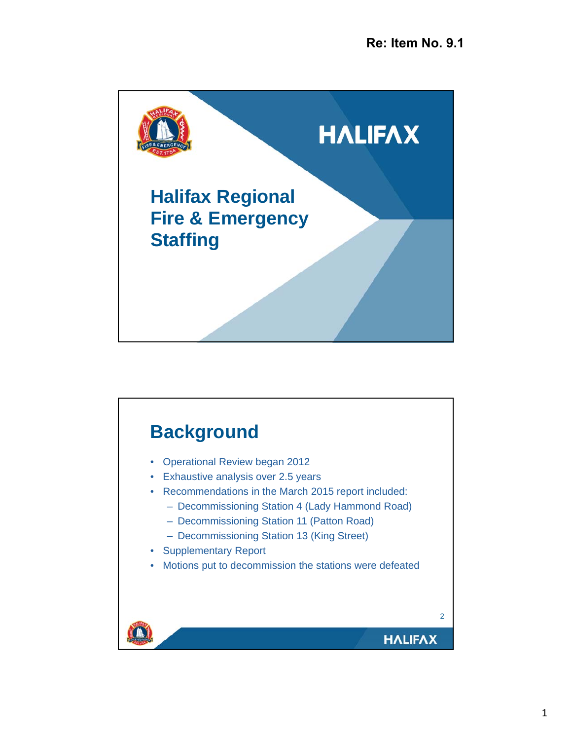Re: Item No. 9.1

# Halifax Regional Fire & Emergency Staffing

HALIFAX

## Background

- Operational Review began 2012
- Exhaustive analysis over 2.5 years
- Recommendations in the March 2015 report included:
  - Decommissioning Station 4 (Lady Hammond Road)
  - Decommissioning Station 11 (Patton Road)
  - Decommissioning Station 13 (King Street)
- Supplementary Report
- Motions put to decommission the stations were defeated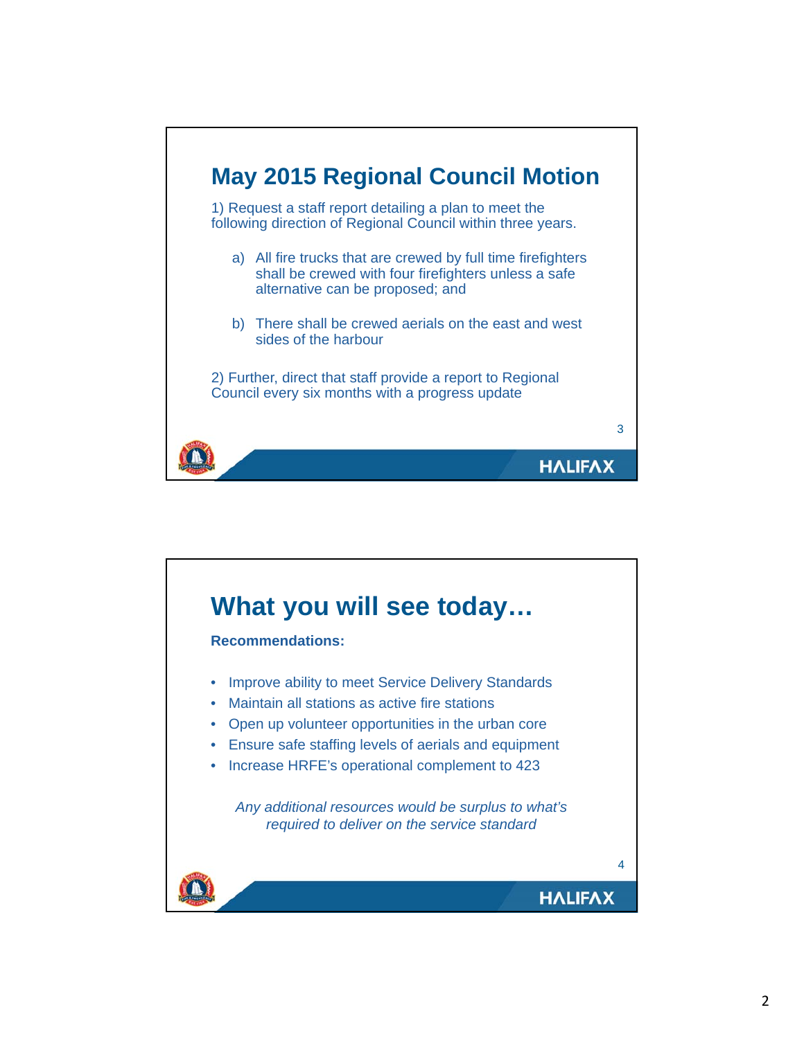## May 2015 Regional Council Motion

1) Request a staff report detailing a plan to meet the following direction of Regional Council within three years.

a) All fire trucks that are crewed by full time firefighters shall be crewed with four firefighters unless a safe alternative can be proposed; and

b) There shall be crewed aerials on the east and west sides of the harbour

2) Further, direct that staff provide a report to Regional Council every six months with a progress update

## What you will see today…

**Recommendations:**

- Improve ability to meet Service Delivery Standards
- Maintain all stations as active fire stations
- Open up volunteer opportunities in the urban core
- Ensure safe staffing levels of aerials and equipment
- Increase HRFE's operational complement to 423

*Any additional resources would be surplus to what's required to deliver on the service standard*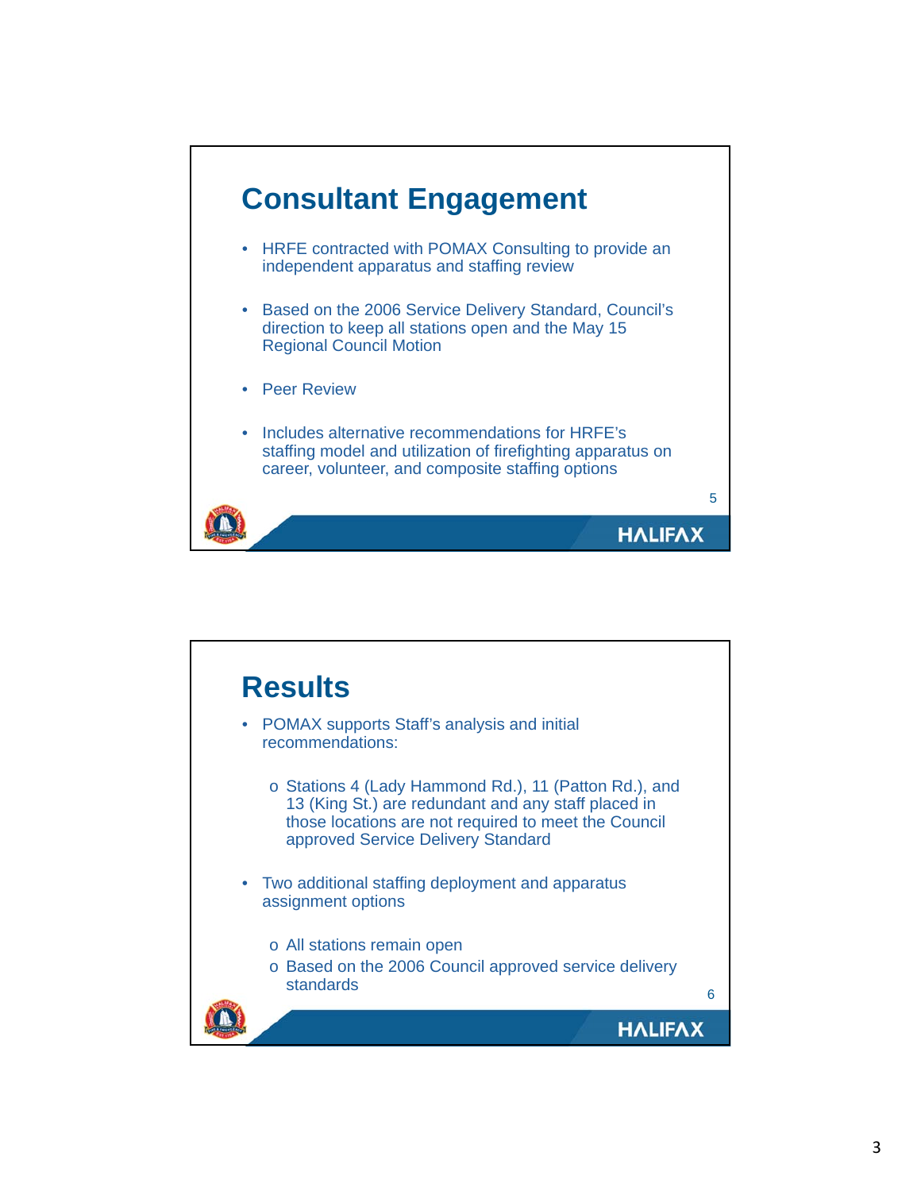## Consultant Engagement

- HRFE contracted with POMAX Consulting to provide an independent apparatus and staffing review
- Based on the 2006 Service Delivery Standard, Council's direction to keep all stations open and the May 15 Regional Council Motion
- Peer Review
- Includes alternative recommendations for HRFE's staffing model and utilization of firefighting apparatus on career, volunteer, and composite staffing options

## Results

- POMAX supports Staff's analysis and initial recommendations:
  - Stations 4 (Lady Hammond Rd.), 11 (Patton Rd.), and 13 (King St.) are redundant and any staff placed in those locations are not required to meet the Council approved Service Delivery Standard
- Two additional staffing deployment and apparatus assignment options
  - All stations remain open
  - Based on the 2006 Council approved service delivery standards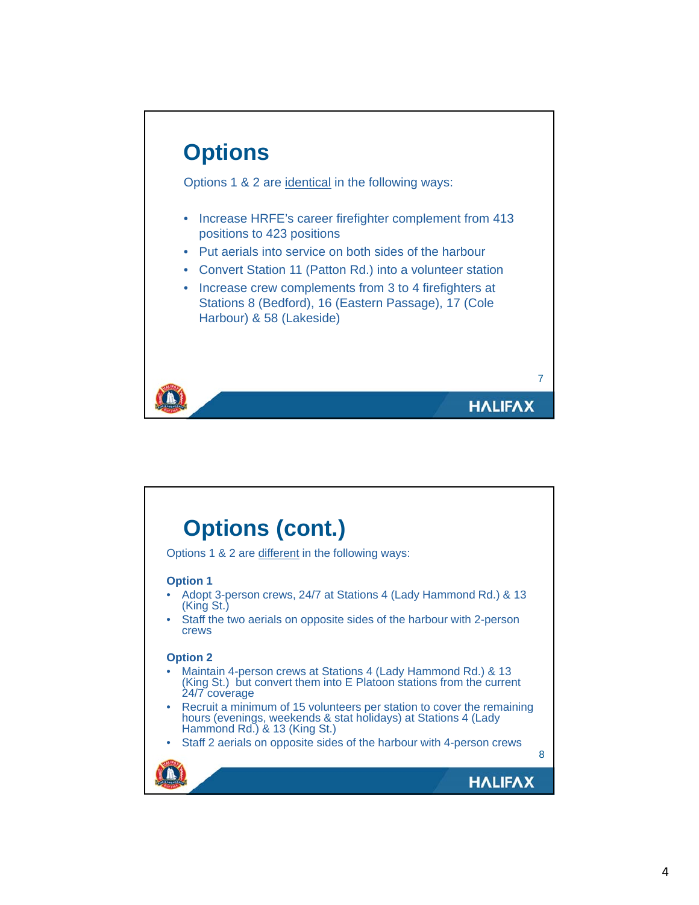# Options

Options 1 & 2 are identical in the following ways:

- Increase HRFE's career firefighter complement from 413 positions to 423 positions
- Put aerials into service on both sides of the harbour
- Convert Station 11 (Patton Rd.) into a volunteer station
- Increase crew complements from 3 to 4 firefighters at Stations 8 (Bedford), 16 (Eastern Passage), 17 (Cole Harbour) & 58 (Lakeside)

# Options (cont.)

Options 1 & 2 are different in the following ways:

**Option 1**

- Adopt 3-person crews, 24/7 at Stations 4 (Lady Hammond Rd.) & 13 (King St.)
- Staff the two aerials on opposite sides of the harbour with 2-person crews

**Option 2**

- Maintain 4-person crews at Stations 4 (Lady Hammond Rd.) & 13 (King St.) but convert them into E Platoon stations from the current 24/7 coverage
- Recruit a minimum of 15 volunteers per station to cover the remaining hours (evenings, weekends & stat holidays) at Stations 4 (Lady Hammond Rd.) & 13 (King St.)
- Staff 2 aerials on opposite sides of the harbour with 4-person crews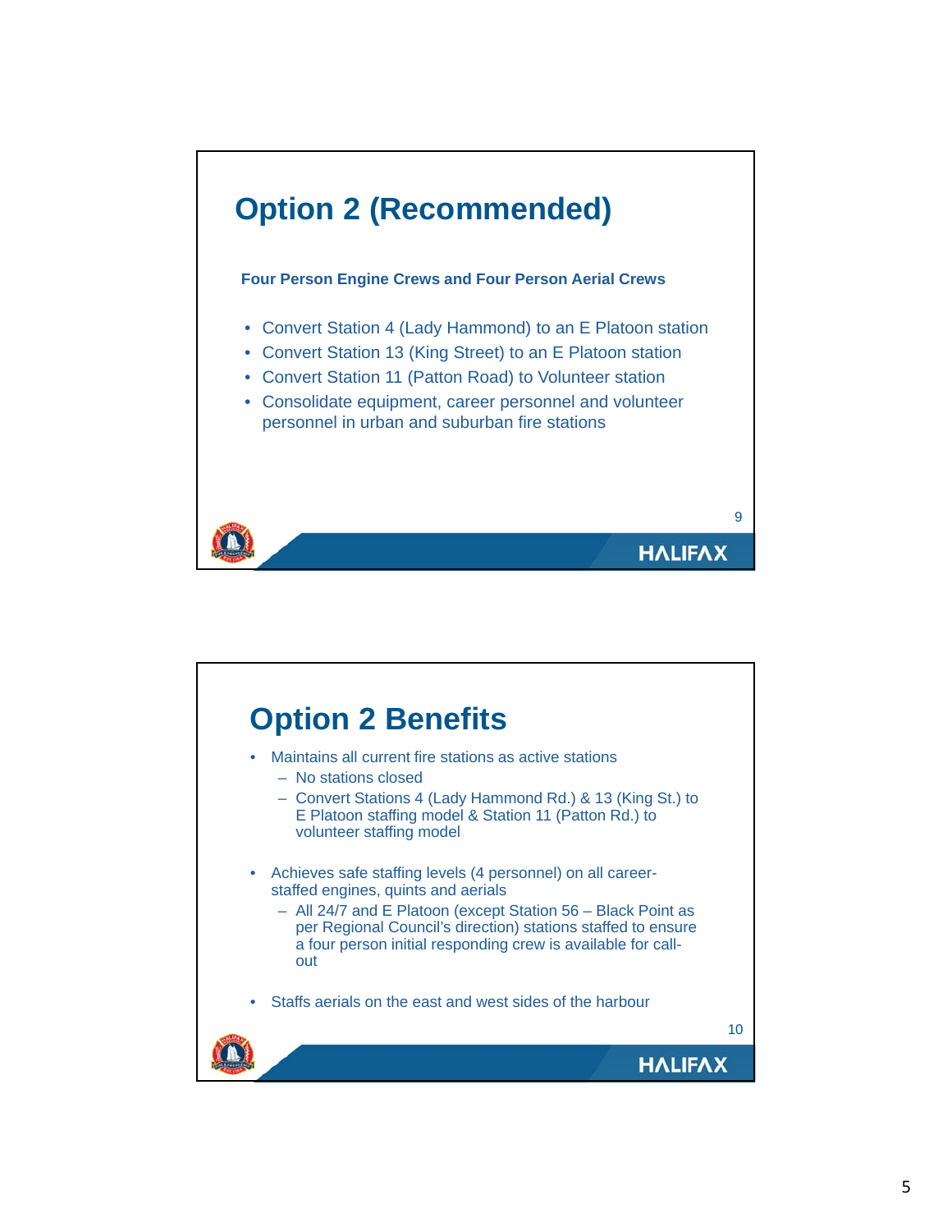## Option 2 (Recommended)

**Four Person Engine Crews and Four Person Aerial Crews**

- Convert Station 4 (Lady Hammond) to an E Platoon station
- Convert Station 13 (King Street) to an E Platoon station
- Convert Station 11 (Patton Road) to Volunteer station
- Consolidate equipment, career personnel and volunteer personnel in urban and suburban fire stations

## Option 2 Benefits

- Maintains all current fire stations as active stations
  - No stations closed
  - Convert Stations 4 (Lady Hammond Rd.) & 13 (King St.) to E Platoon staffing model & Station 11 (Patton Rd.) to volunteer staffing model
- Achieves safe staffing levels (4 personnel) on all career-staffed engines, quints and aerials
  - All 24/7 and E Platoon (except Station 56 – Black Point as per Regional Council's direction) stations staffed to ensure a four person initial responding crew is available for call-out
- Staffs aerials on the east and west sides of the harbour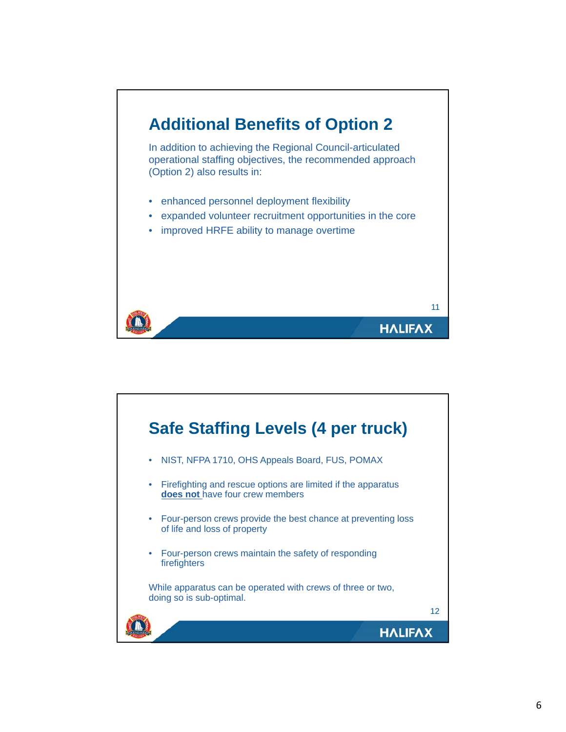## Additional Benefits of Option 2

In addition to achieving the Regional Council-articulated operational staffing objectives, the recommended approach (Option 2) also results in:

- enhanced personnel deployment flexibility
- expanded volunteer recruitment opportunities in the core
- improved HRFE ability to manage overtime

## Safe Staffing Levels (4 per truck)

- NIST, NFPA 1710, OHS Appeals Board, FUS, POMAX
- Firefighting and rescue options are limited if the apparatus **does not** have four crew members
- Four-person crews provide the best chance at preventing loss of life and loss of property
- Four-person crews maintain the safety of responding firefighters

While apparatus can be operated with crews of three or two, doing so is sub-optimal.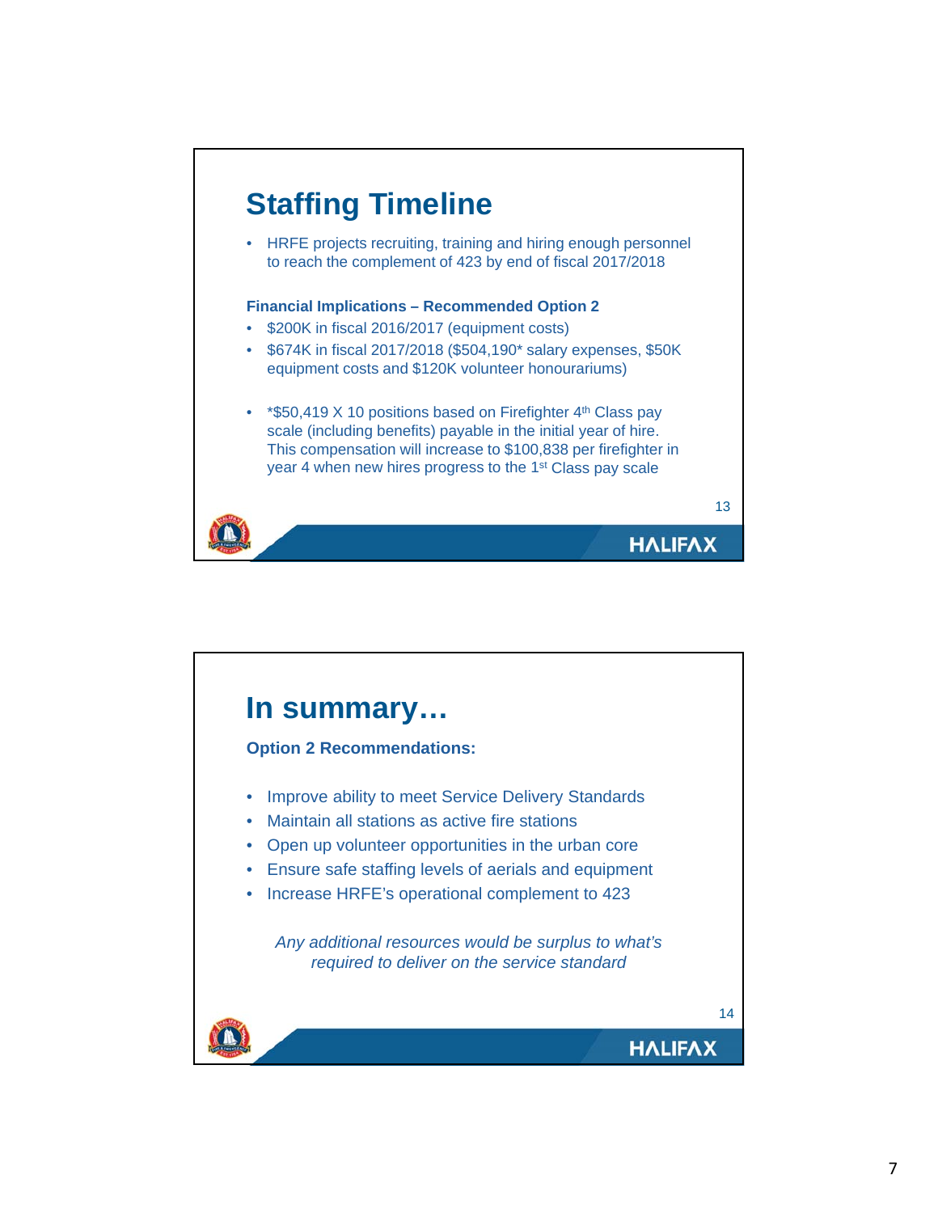## Staffing Timeline

- HRFE projects recruiting, training and hiring enough personnel to reach the complement of 423 by end of fiscal 2017/2018

**Financial Implications – Recommended Option 2**

- $200K in fiscal 2016/2017 (equipment costs)
- $674K in fiscal 2017/2018 ($504,190* salary expenses, $50K equipment costs and $120K volunteer honourariums)

- *$50,419 X 10 positions based on Firefighter 4th Class pay scale (including benefits) payable in the initial year of hire. This compensation will increase to $100,838 per firefighter in year 4 when new hires progress to the 1st Class pay scale

## In summary…

**Option 2 Recommendations:**

- Improve ability to meet Service Delivery Standards
- Maintain all stations as active fire stations
- Open up volunteer opportunities in the urban core
- Ensure safe staffing levels of aerials and equipment
- Increase HRFE's operational complement to 423

*Any additional resources would be surplus to what's required to deliver on the service standard*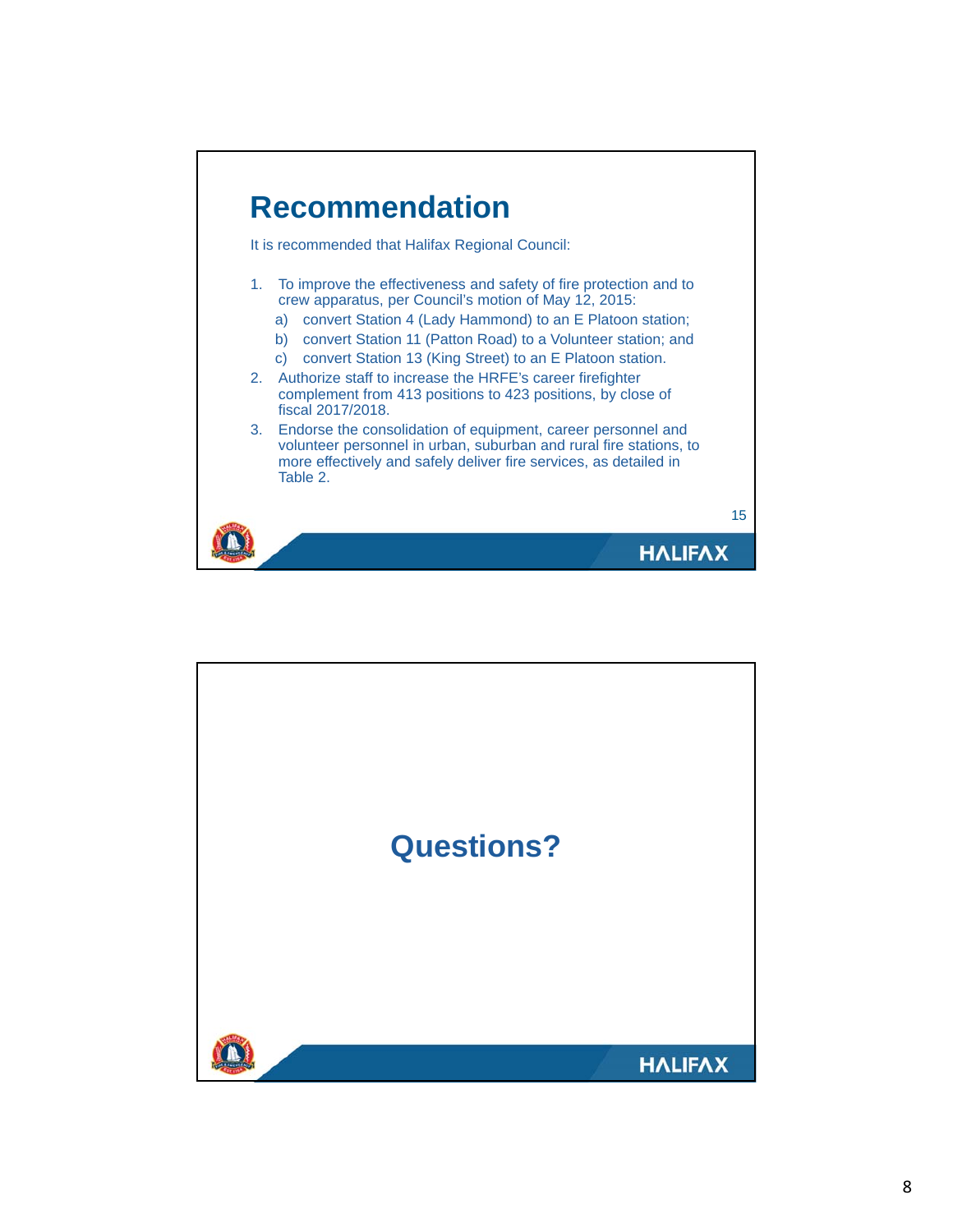# Recommendation

It is recommended that Halifax Regional Council:

1. To improve the effectiveness and safety of fire protection and to crew apparatus, per Council's motion of May 12, 2015:
   a) convert Station 4 (Lady Hammond) to an E Platoon station;
   b) convert Station 11 (Patton Road) to a Volunteer station; and
   c) convert Station 13 (King Street) to an E Platoon station.
2. Authorize staff to increase the HRFE's career firefighter complement from 413 positions to 423 positions, by close of fiscal 2017/2018.
3. Endorse the consolidation of equipment, career personnel and volunteer personnel in urban, suburban and rural fire stations, to more effectively and safely deliver fire services, as detailed in Table 2.

# Questions?